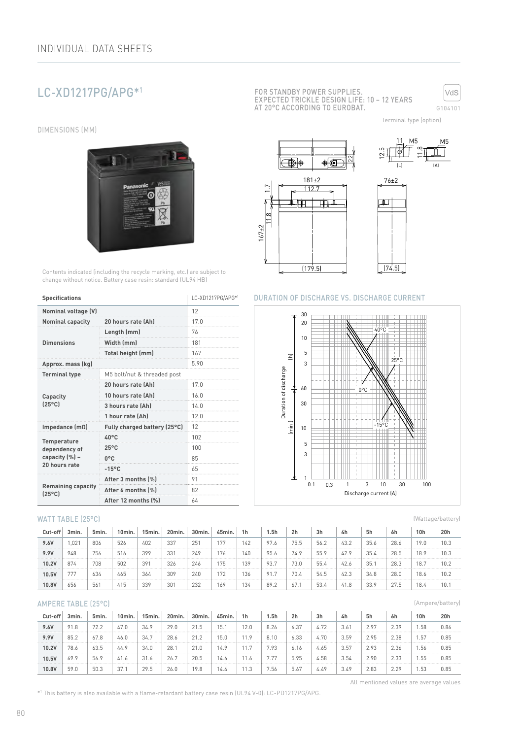# INDIVIDUAL DATA SHEETS

## LC-XD1217PG/APG*[1]

FOR STANDBY POWER SUPPLIES.
EXPECTED TRICKLE DESIGN LIFE: 10 – 12 YEARS
AT 20°C ACCORDING TO EUROBAT.

VdS G104101

### DIMENSIONS (MM)

Terminal type (option)

Contents indicated (including the recycle marking, etc.) are subject to change without notice. Battery case resin: standard (UL94 HB)

| Specifications | | LC-XD1217PG/APG*[1] |
|---|---|---|
| Nominal voltage (V) | | 12 |
| Nominal capacity | 20 hours rate (Ah) | 17.0 |
| Dimensions | Length (mm) | 76 |
| | Width (mm) | 181 |
| | Total height (mm) | 167 |
| Approx. mass (kg) | | 5.90 |
| Terminal type | M5 bolt/nut & threaded post | |
| Capacity (25°C) | 20 hours rate (Ah) | 17.0 |
| | 10 hours rate (Ah) | 16.0 |
| | 3 hours rate (Ah) | 14.0 |
| | 1 hour rate (Ah) | 12.0 |
| Impedance (mΩ) | Fully charged battery (25°C) | 12 |
| Temperature dependency of capacity (%) – 20 hours rate | 40°C | 102 |
| | 25°C | 100 |
| | 0°C | 85 |
| | -15°C | 65 |
| Remaining capacity (25°C) | After 3 months (%) | 91 |
| | After 6 months (%) | 82 |
| | After 12 months (%) | 64 |

### DURATION OF DISCHARGE VS. DISCHARGE CURRENT

### WATT TABLE (25°C)

(Wattage/battery)

| Cut-off | 3min. | 5min. | 10min. | 15min. | 20min. | 30min. | 45min. | 1h | 1.5h | 2h | 3h | 4h | 5h | 6h | 10h | 20h |
|---|---|---|---|---|---|---|---|---|---|---|---|---|---|---|---|---|
| 9.6V | 1,021 | 806 | 526 | 402 | 337 | 251 | 177 | 142 | 97.6 | 75.5 | 56.2 | 43.2 | 35.6 | 28.6 | 19.0 | 10.3 |
| 9.9V | 948 | 756 | 516 | 399 | 331 | 249 | 176 | 140 | 95.6 | 74.9 | 55.9 | 42.9 | 35.4 | 28.5 | 18.9 | 10.3 |
| 10.2V | 874 | 708 | 502 | 391 | 326 | 246 | 175 | 139 | 93.7 | 73.0 | 55.4 | 42.6 | 35.1 | 28.3 | 18.7 | 10.2 |
| 10.5V | 777 | 634 | 465 | 364 | 309 | 240 | 172 | 136 | 91.7 | 70.4 | 54.5 | 42.3 | 34.8 | 28.0 | 18.6 | 10.2 |
| 10.8V | 656 | 561 | 415 | 339 | 301 | 232 | 169 | 134 | 89.2 | 67.1 | 53.4 | 41.8 | 33.9 | 27.5 | 18.4 | 10.1 |

### AMPERE TABLE (25°C)

(Ampere/battery)

| Cut-off | 3min. | 5min. | 10min. | 15min. | 20min. | 30min. | 45min. | 1h | 1.5h | 2h | 3h | 4h | 5h | 6h | 10h | 20h |
|---|---|---|---|---|---|---|---|---|---|---|---|---|---|---|---|---|
| 9.6V | 91.8 | 72.2 | 47.0 | 34.9 | 29.0 | 21.5 | 15.1 | 12.0 | 8.26 | 6.37 | 4.72 | 3.61 | 2.97 | 2.39 | 1.58 | 0.86 |
| 9.9V | 85.2 | 67.8 | 46.0 | 34.7 | 28.6 | 21.2 | 15.0 | 11.9 | 8.10 | 6.33 | 4.70 | 3.59 | 2.95 | 2.38 | 1.57 | 0.85 |
| 10.2V | 78.6 | 63.5 | 44.9 | 34.0 | 28.1 | 21.0 | 14.9 | 11.7 | 7.93 | 6.16 | 4.65 | 3.57 | 2.93 | 2.36 | 1.56 | 0.85 |
| 10.5V | 69.9 | 56.9 | 41.6 | 31.6 | 26.7 | 20.5 | 14.6 | 11.6 | 7.77 | 5.95 | 4.58 | 3.54 | 2.90 | 2.33 | 1.55 | 0.85 |
| 10.8V | 59.0 | 50.3 | 37.1 | 29.5 | 26.0 | 19.8 | 14.4 | 11.3 | 7.56 | 5.67 | 4.49 | 3.49 | 2.83 | 2.29 | 1.53 | 0.85 |

All mentioned values are average values

*[1] This battery is also available with a flame-retardant battery case resin (UL94 V-0): LC-PD1217PG/APG.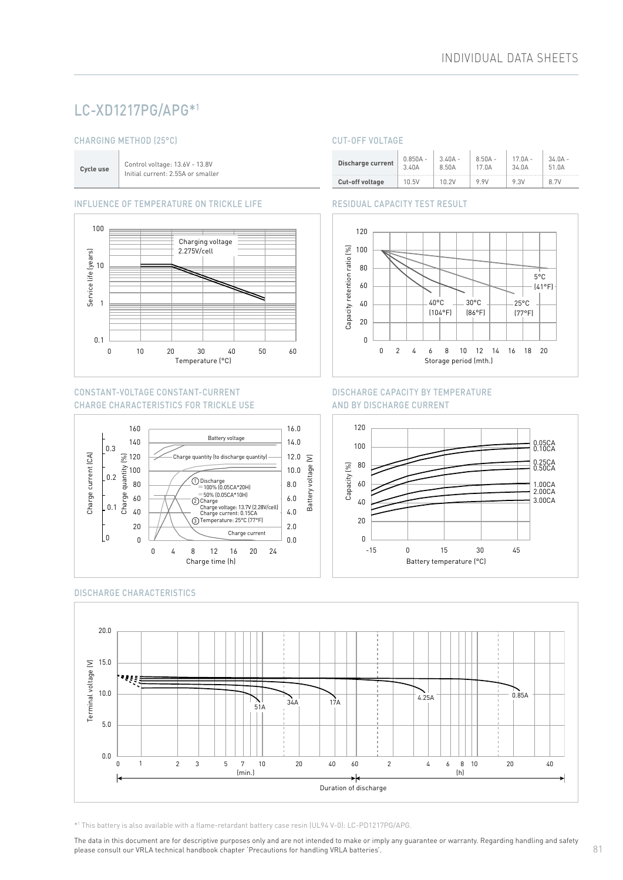# LC-XD1217PG/APG*[1]

## CHARGING METHOD (25°C)

| | |
|---|---|
| **Cycle use** | Control voltage: 13.6V - 13.8V<br>Initial current: 2.55A or smaller |

## CUT-OFF VOLTAGE

| **Discharge current** | 0.850A - 3.40A | 3.40A - 8.50A | 8.50A - 17.0A | 17.0A - 34.0A | 34.0A - 51.0A |
|---|---|---|---|---|---|
| **Cut-off voltage** | 10.5V | 10.2V | 9.9V | 9.3V | 8.7V |

## INFLUENCE OF TEMPERATURE ON TRICKLE LIFE

Charging voltage 2.275V/cell

Service life (years)

100
10
1
0.1

Temperature (°C)

0 10 20 30 40 50 60

## RESIDUAL CAPACITY TEST RESULT

Capacity retention ratio (%)

120
100
80
60
40
20
0

5°C (41°F)
40°C (104°F)
30°C (86°F)
25°C (77°F)

Storage period (mth.)

0 2 4 6 8 10 12 14 16 18 20

## CONSTANT-VOLTAGE CONSTANT-CURRENT CHARGE CHARACTERISTICS FOR TRICKLE USE

Charge current (CA): 0.3 0.2 0.1 0

Charge quantity (%): 160 140 120 100 80 60 40 20 0

Battery voltage (V): 16.0 14.0 12.0 10.0 8.0 6.0 4.0 2.0 0.0

Battery voltage

Charge quantity (to discharge quantity)

① Discharge
═ 100% (0.05CA*20H)
═ 50% (0.05CA*10H)
② Charge
Charge voltage: 13.7V (2.28V/cell)
Charge current: 0.15CA
③ Temperature: 25°C (77°F)

Charge current

Charge time (h)

0 4 8 12 16 20 24

## DISCHARGE CAPACITY BY TEMPERATURE AND BY DISCHARGE CURRENT

Capacity (%)

120
100
80
60
40
20
0

0.05CA
0.10CA
0.25CA
0.50CA
1.00CA
2.00CA
3.00CA

Battery temperature (°C)

-15 0 15 30 45

## DISCHARGE CHARACTERISTICS

Terminal voltage (V)

20.0
15.0
10.0
5.0
0.0

51A
34A
17A
4.25A
0.85A

0 1 2 3 5 7 10 20 40 60 2 4 6 8 10 20 40

(min.) (h)

Duration of discharge

*[1] This battery is also available with a flame-retardant battery case resin (UL94 V-0): LC-PD1217PG/APG.

The data in this document are for descriptive purposes only and are not intended to make or imply any guarantee or warranty. Regarding handling and safety please consult our VRLA technical handbook chapter 'Precautions for handling VRLA batteries'.